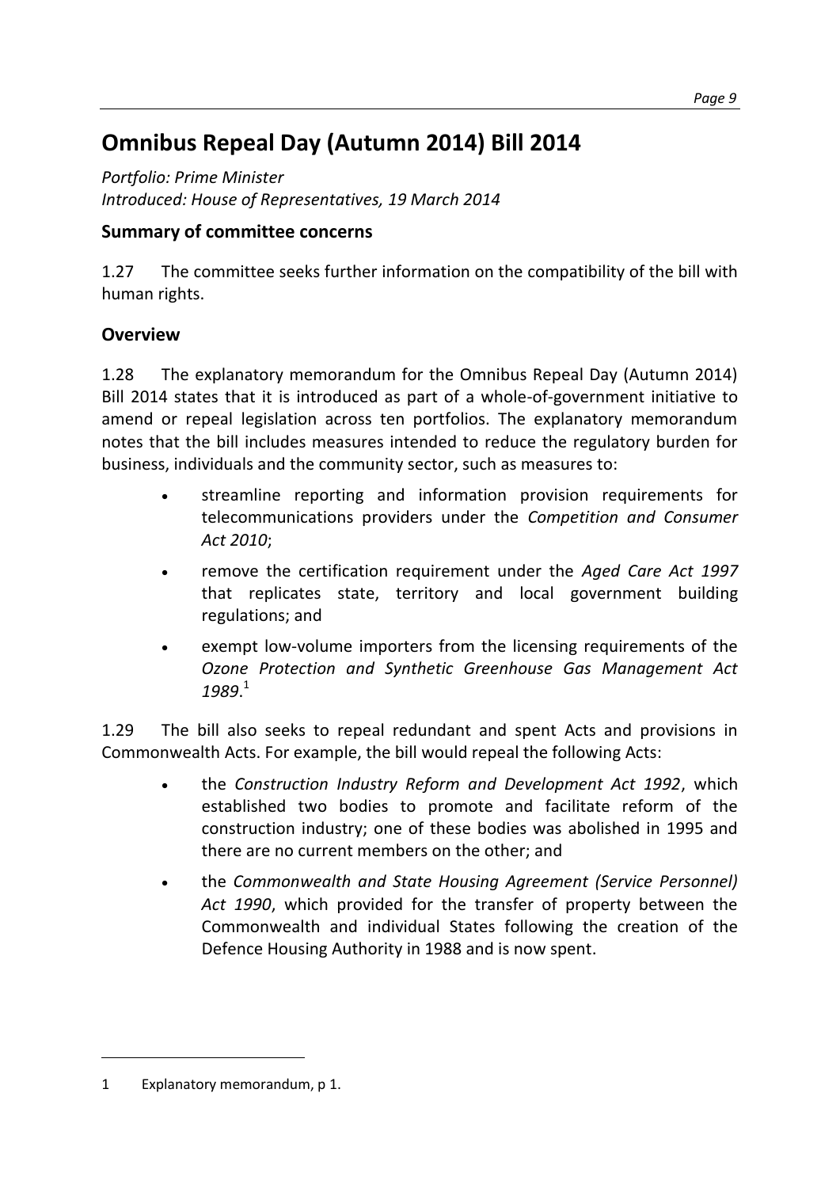# Omnibus Repeal Day (Autumn 2014) Bill 2014

*Portfolio: Prime Minister*
*Introduced: House of Representatives, 19 March 2014*

## Summary of committee concerns

1.27 The committee seeks further information on the compatibility of the bill with human rights.

## Overview

1.28 The explanatory memorandum for the Omnibus Repeal Day (Autumn 2014) Bill 2014 states that it is introduced as part of a whole-of-government initiative to amend or repeal legislation across ten portfolios. The explanatory memorandum notes that the bill includes measures intended to reduce the regulatory burden for business, individuals and the community sector, such as measures to:

- streamline reporting and information provision requirements for telecommunications providers under the *Competition and Consumer Act 2010*;
- remove the certification requirement under the *Aged Care Act 1997* that replicates state, territory and local government building regulations; and
- exempt low-volume importers from the licensing requirements of the *Ozone Protection and Synthetic Greenhouse Gas Management Act 1989*.[1]

1.29 The bill also seeks to repeal redundant and spent Acts and provisions in Commonwealth Acts. For example, the bill would repeal the following Acts:

- the *Construction Industry Reform and Development Act 1992*, which established two bodies to promote and facilitate reform of the construction industry; one of these bodies was abolished in 1995 and there are no current members on the other; and
- the *Commonwealth and State Housing Agreement (Service Personnel) Act 1990*, which provided for the transfer of property between the Commonwealth and individual States following the creation of the Defence Housing Authority in 1988 and is now spent.

---

1 Explanatory memorandum, p 1.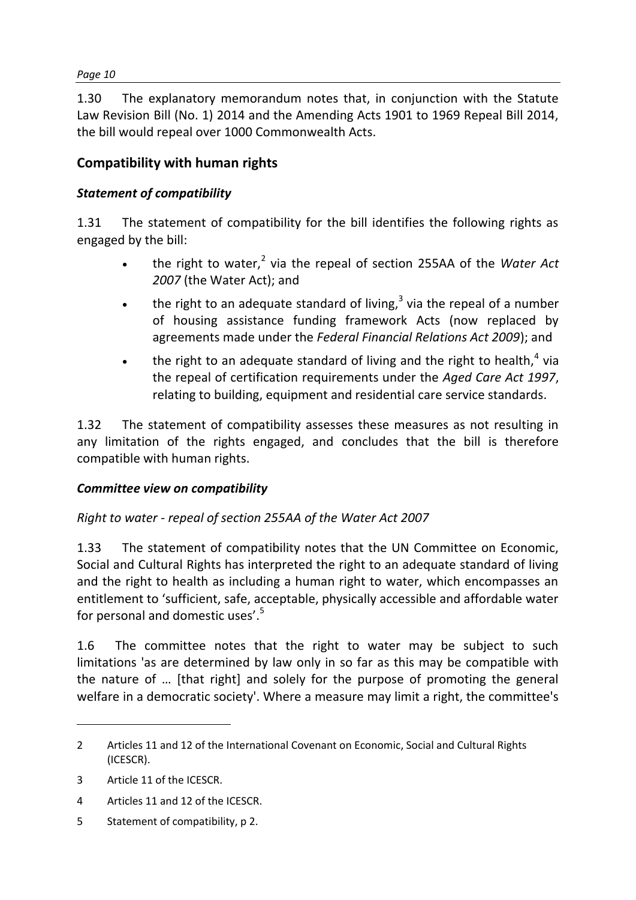1.30 The explanatory memorandum notes that, in conjunction with the Statute Law Revision Bill (No. 1) 2014 and the Amending Acts 1901 to 1969 Repeal Bill 2014, the bill would repeal over 1000 Commonwealth Acts.

## Compatibility with human rights

### *Statement of compatibility*

1.31 The statement of compatibility for the bill identifies the following rights as engaged by the bill:

- the right to water,[2] via the repeal of section 255AA of the *Water Act 2007* (the Water Act); and
- the right to an adequate standard of living,[3] via the repeal of a number of housing assistance funding framework Acts (now replaced by agreements made under the *Federal Financial Relations Act 2009*); and
- the right to an adequate standard of living and the right to health,[4] via the repeal of certification requirements under the *Aged Care Act 1997*, relating to building, equipment and residential care service standards.

1.32 The statement of compatibility assesses these measures as not resulting in any limitation of the rights engaged, and concludes that the bill is therefore compatible with human rights.

### *Committee view on compatibility*

*Right to water - repeal of section 255AA of the Water Act 2007*

1.33 The statement of compatibility notes that the UN Committee on Economic, Social and Cultural Rights has interpreted the right to an adequate standard of living and the right to health as including a human right to water, which encompasses an entitlement to 'sufficient, safe, acceptable, physically accessible and affordable water for personal and domestic uses'.[5]

1.6 The committee notes that the right to water may be subject to such limitations 'as are determined by law only in so far as this may be compatible with the nature of … [that right] and solely for the purpose of promoting the general welfare in a democratic society'. Where a measure may limit a right, the committee's

---

2 Articles 11 and 12 of the International Covenant on Economic, Social and Cultural Rights (ICESCR).

3 Article 11 of the ICESCR.

4 Articles 11 and 12 of the ICESCR.

5 Statement of compatibility, p 2.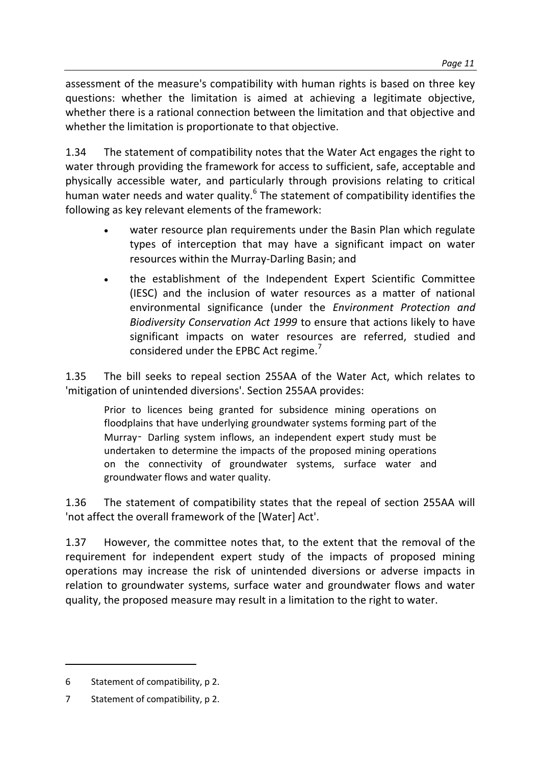assessment of the measure's compatibility with human rights is based on three key questions: whether the limitation is aimed at achieving a legitimate objective, whether there is a rational connection between the limitation and that objective and whether the limitation is proportionate to that objective.

1.34 The statement of compatibility notes that the Water Act engages the right to water through providing the framework for access to sufficient, safe, acceptable and physically accessible water, and particularly through provisions relating to critical human water needs and water quality.[6] The statement of compatibility identifies the following as key relevant elements of the framework:

- water resource plan requirements under the Basin Plan which regulate types of interception that may have a significant impact on water resources within the Murray-Darling Basin; and
- the establishment of the Independent Expert Scientific Committee (IESC) and the inclusion of water resources as a matter of national environmental significance (under the *Environment Protection and Biodiversity Conservation Act 1999* to ensure that actions likely to have significant impacts on water resources are referred, studied and considered under the EPBC Act regime.[7]

1.35 The bill seeks to repeal section 255AA of the Water Act, which relates to 'mitigation of unintended diversions'. Section 255AA provides:

> Prior to licences being granted for subsidence mining operations on floodplains that have underlying groundwater systems forming part of the Murray‑ Darling system inflows, an independent expert study must be undertaken to determine the impacts of the proposed mining operations on the connectivity of groundwater systems, surface water and groundwater flows and water quality.

1.36 The statement of compatibility states that the repeal of section 255AA will 'not affect the overall framework of the [Water] Act'.

1.37 However, the committee notes that, to the extent that the removal of the requirement for independent expert study of the impacts of proposed mining operations may increase the risk of unintended diversions or adverse impacts in relation to groundwater systems, surface water and groundwater flows and water quality, the proposed measure may result in a limitation to the right to water.

---

6 Statement of compatibility, p 2.

7 Statement of compatibility, p 2.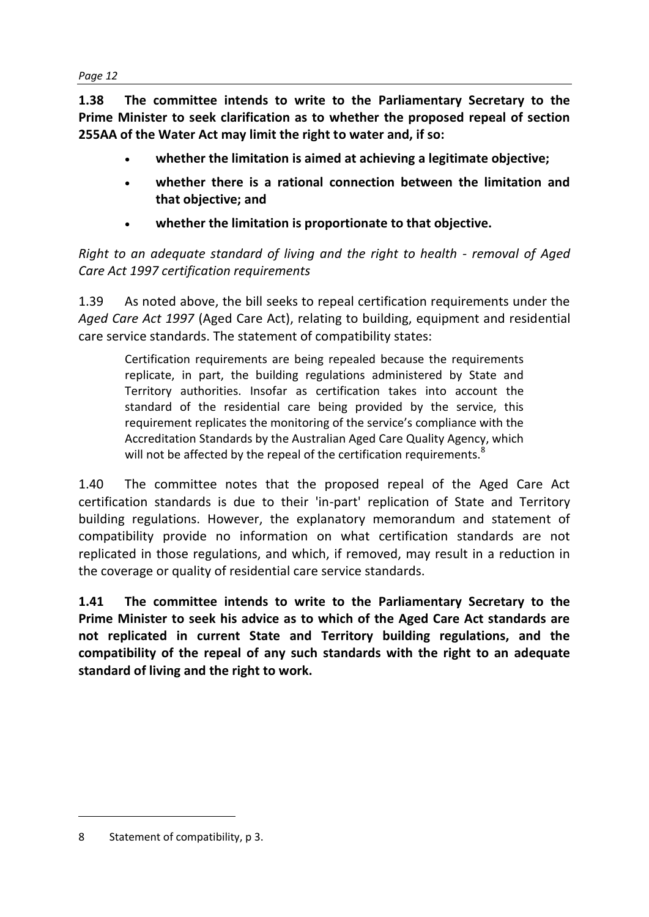**1.38 The committee intends to write to the Parliamentary Secretary to the Prime Minister to seek clarification as to whether the proposed repeal of section 255AA of the Water Act may limit the right to water and, if so:**

- **whether the limitation is aimed at achieving a legitimate objective;**
- **whether there is a rational connection between the limitation and that objective; and**
- **whether the limitation is proportionate to that objective.**

*Right to an adequate standard of living and the right to health - removal of Aged Care Act 1997 certification requirements*

1.39 As noted above, the bill seeks to repeal certification requirements under the *Aged Care Act 1997* (Aged Care Act), relating to building, equipment and residential care service standards. The statement of compatibility states:

> Certification requirements are being repealed because the requirements replicate, in part, the building regulations administered by State and Territory authorities. Insofar as certification takes into account the standard of the residential care being provided by the service, this requirement replicates the monitoring of the service's compliance with the Accreditation Standards by the Australian Aged Care Quality Agency, which will not be affected by the repeal of the certification requirements.[8]

1.40 The committee notes that the proposed repeal of the Aged Care Act certification standards is due to their 'in-part' replication of State and Territory building regulations. However, the explanatory memorandum and statement of compatibility provide no information on what certification standards are not replicated in those regulations, and which, if removed, may result in a reduction in the coverage or quality of residential care service standards.

**1.41 The committee intends to write to the Parliamentary Secretary to the Prime Minister to seek his advice as to which of the Aged Care Act standards are not replicated in current State and Territory building regulations, and the compatibility of the repeal of any such standards with the right to an adequate standard of living and the right to work.**

8 Statement of compatibility, p 3.